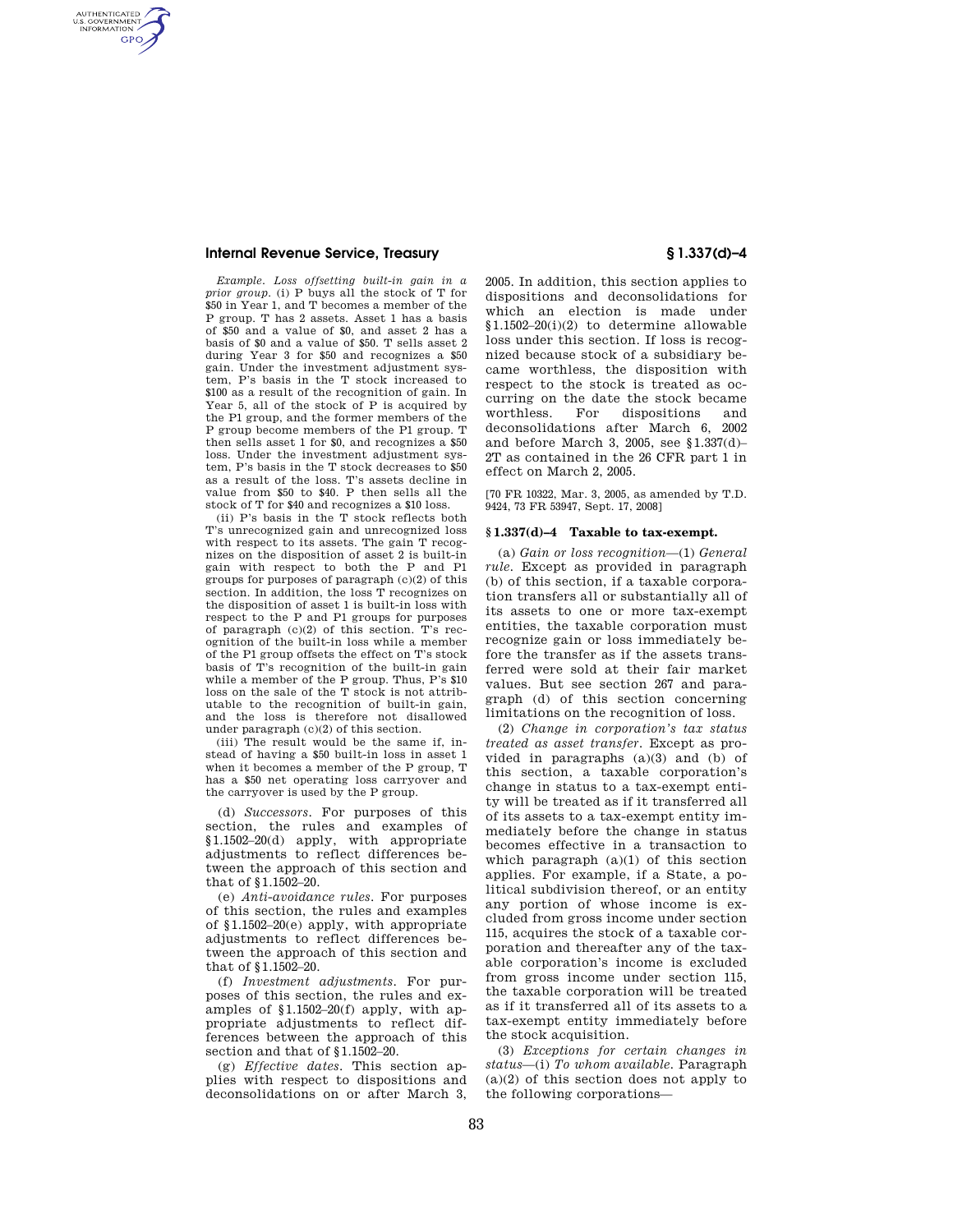*Example. Loss offsetting built-in gain in a prior group.* (i) P buys all the stock of T for $50 in Year 1, and T becomes a member of the P group. T has 2 assets. Asset 1 has a basis of $50 and a value of $0, and asset 2 has a basis of $0 and a value of $50. T sells asset 2 during Year 3 for $50 and recognizes a $50 gain. Under the investment adjustment system, P's basis in the T stock increased to $100 as a result of the recognition of gain. In Year 5, all of the stock of P is acquired by the P1 group, and the former members of the P group become members of the P1 group. T then sells asset 1 for $0, and recognizes a $50 loss. Under the investment adjustment system, P's basis in the T stock decreases to $50 as a result of the loss. T's assets decline in value from $50 to $40. P then sells all the stock of T for $40 and recognizes a $10 loss.

(ii) P's basis in the T stock reflects both T's unrecognized gain and unrecognized loss with respect to its assets. The gain T recognizes on the disposition of asset 2 is built-in gain with respect to both the P and P1 groups for purposes of paragraph (c)(2) of this section. In addition, the loss T recognizes on the disposition of asset 1 is built-in loss with respect to the P and P1 groups for purposes of paragraph (c)(2) of this section. T's recognition of the built-in loss while a member of the P1 group offsets the effect on T's stock basis of T's recognition of the built-in gain while a member of the P group. Thus, P's $10 loss on the sale of the T stock is not attributable to the recognition of built-in gain, and the loss is therefore not disallowed under paragraph (c)(2) of this section.

(iii) The result would be the same if, instead of having a $50 built-in loss in asset 1 when it becomes a member of the P group, T has a $50 net operating loss carryover and the carryover is used by the P group.

(d) *Successors.* For purposes of this section, the rules and examples of §1.1502–20(d) apply, with appropriate adjustments to reflect differences between the approach of this section and that of §1.1502–20.

(e) *Anti-avoidance rules.* For purposes of this section, the rules and examples of §1.1502–20(e) apply, with appropriate adjustments to reflect differences between the approach of this section and that of §1.1502–20.

(f) *Investment adjustments.* For purposes of this section, the rules and examples of §1.1502–20(f) apply, with appropriate adjustments to reflect differences between the approach of this section and that of §1.1502–20.

(g) *Effective dates.* This section applies with respect to dispositions and deconsolidations on or after March 3, 2005. In addition, this section applies to dispositions and deconsolidations for which an election is made under §1.1502–20(i)(2) to determine allowable loss under this section. If loss is recognized because stock of a subsidiary became worthless, the disposition with respect to the stock is treated as occurring on the date the stock became worthless. For dispositions and deconsolidations after March 6, 2002 and before March 3, 2005, see §1.337(d)–2T as contained in the 26 CFR part 1 in effect on March 2, 2005.

[70 FR 10322, Mar. 3, 2005, as amended by T.D. 9424, 73 FR 53947, Sept. 17, 2008]

## §1.337(d)–4 Taxable to tax-exempt.

(a) *Gain or loss recognition*—(1) *General rule.* Except as provided in paragraph (b) of this section, if a taxable corporation transfers all or substantially all of its assets to one or more tax-exempt entities, the taxable corporation must recognize gain or loss immediately before the transfer as if the assets transferred were sold at their fair market values. But see section 267 and paragraph (d) of this section concerning limitations on the recognition of loss.

(2) *Change in corporation's tax status treated as asset transfer.* Except as provided in paragraphs (a)(3) and (b) of this section, a taxable corporation's change in status to a tax-exempt entity will be treated as if it transferred all of its assets to a tax-exempt entity immediately before the change in status becomes effective in a transaction to which paragraph (a)(1) of this section applies. For example, if a State, a political subdivision thereof, or an entity any portion of whose income is excluded from gross income under section 115, acquires the stock of a taxable corporation and thereafter any of the taxable corporation's income is excluded from gross income under section 115, the taxable corporation will be treated as if it transferred all of its assets to a tax-exempt entity immediately before the stock acquisition.

(3) *Exceptions for certain changes in status*—(i) *To whom available.* Paragraph (a)(2) of this section does not apply to the following corporations—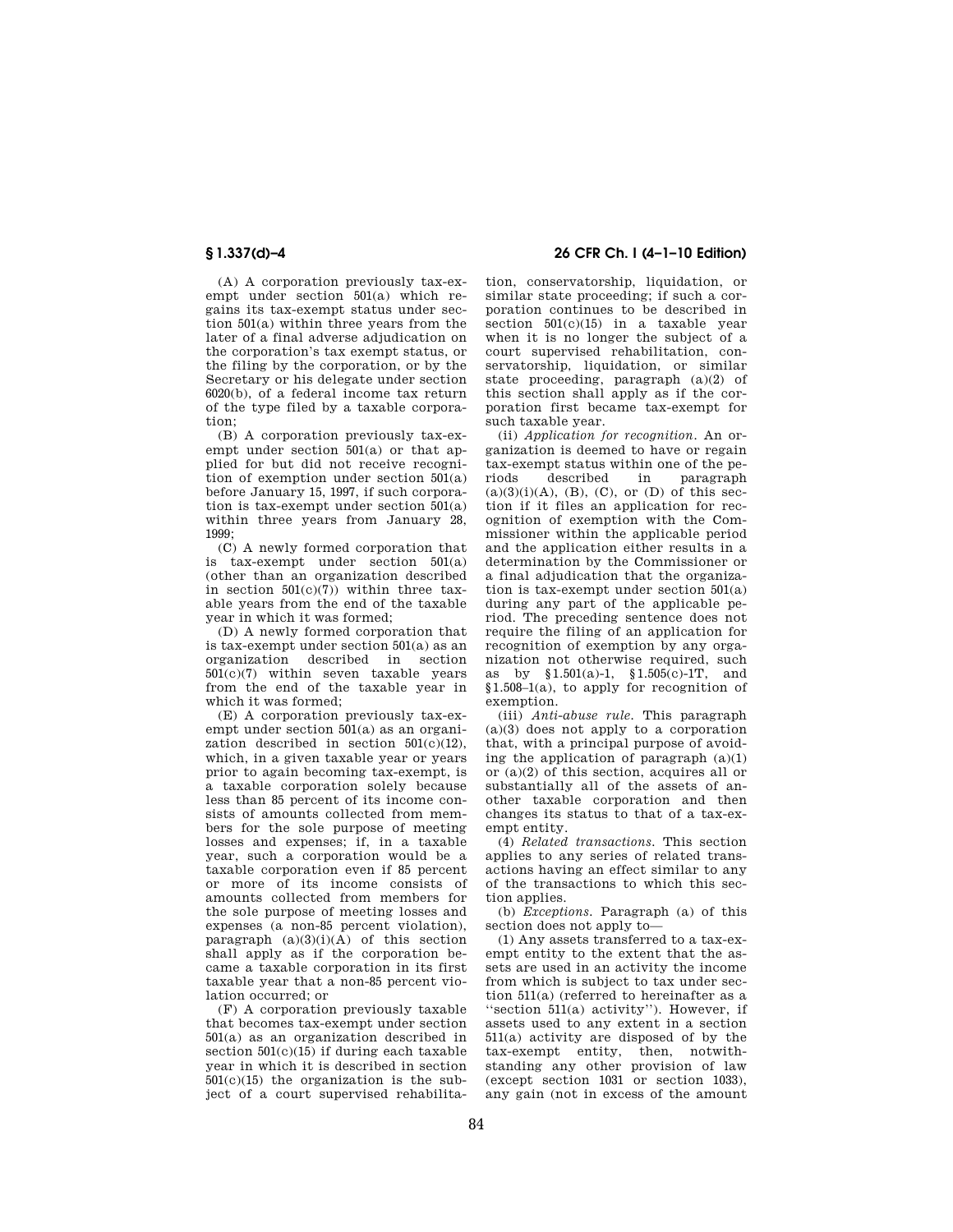(A) A corporation previously tax-exempt under section 501(a) which regains its tax-exempt status under section 501(a) within three years from the later of a final adverse adjudication on the corporation's tax exempt status, or the filing by the corporation, or by the Secretary or his delegate under section 6020(b), of a federal income tax return of the type filed by a taxable corporation;

(B) A corporation previously tax-exempt under section 501(a) or that applied for but did not receive recognition of exemption under section 501(a) before January 15, 1997, if such corporation is tax-exempt under section 501(a) within three years from January 28, 1999;

(C) A newly formed corporation that is tax-exempt under section 501(a) (other than an organization described in section 501(c)(7)) within three taxable years from the end of the taxable year in which it was formed;

(D) A newly formed corporation that is tax-exempt under section 501(a) as an organization described in section 501(c)(7) within seven taxable years from the end of the taxable year in which it was formed;

(E) A corporation previously tax-exempt under section 501(a) as an organization described in section 501(c)(12), which, in a given taxable year or years prior to again becoming tax-exempt, is a taxable corporation solely because less than 85 percent of its income consists of amounts collected from members for the sole purpose of meeting losses and expenses; if, in a taxable year, such a corporation would be a taxable corporation even if 85 percent or more of its income consists of amounts collected from members for the sole purpose of meeting losses and expenses (a non-85 percent violation), paragraph (a)(3)(i)(A) of this section shall apply as if the corporation became a taxable corporation in its first taxable year that a non-85 percent violation occurred; or

(F) A corporation previously taxable that becomes tax-exempt under section 501(a) as an organization described in section 501(c)(15) if during each taxable year in which it is described in section 501(c)(15) the organization is the subject of a court supervised rehabilitation, conservatorship, liquidation, or similar state proceeding; if such a corporation continues to be described in section 501(c)(15) in a taxable year when it is no longer the subject of a court supervised rehabilitation, conservatorship, liquidation, or similar state proceeding, paragraph (a)(2) of this section shall apply as if the corporation first became tax-exempt for such taxable year.

(ii) *Application for recognition.* An organization is deemed to have or regain tax-exempt status within one of the periods described in paragraph (a)(3)(i)(A), (B), (C), or (D) of this section if it files an application for recognition of exemption with the Commissioner within the applicable period and the application either results in a determination by the Commissioner or a final adjudication that the organization is tax-exempt under section 501(a) during any part of the applicable period. The preceding sentence does not require the filing of an application for recognition of exemption by any organization not otherwise required, such as by §1.501(a)-1, §1.505(c)-1T, and §1.508–1(a), to apply for recognition of exemption.

(iii) *Anti-abuse rule.* This paragraph (a)(3) does not apply to a corporation that, with a principal purpose of avoiding the application of paragraph (a)(1) or (a)(2) of this section, acquires all or substantially all of the assets of another taxable corporation and then changes its status to that of a tax-exempt entity.

(4) *Related transactions.* This section applies to any series of related transactions having an effect similar to any of the transactions to which this section applies.

(b) *Exceptions.* Paragraph (a) of this section does not apply to—

(1) Any assets transferred to a tax-exempt entity to the extent that the assets are used in an activity the income from which is subject to tax under section 511(a) (referred to hereinafter as a ''section 511(a) activity''). However, if assets used to any extent in a section 511(a) activity are disposed of by the tax-exempt entity, then, notwithstanding any other provision of law (except section 1031 or section 1033), any gain (not in excess of the amount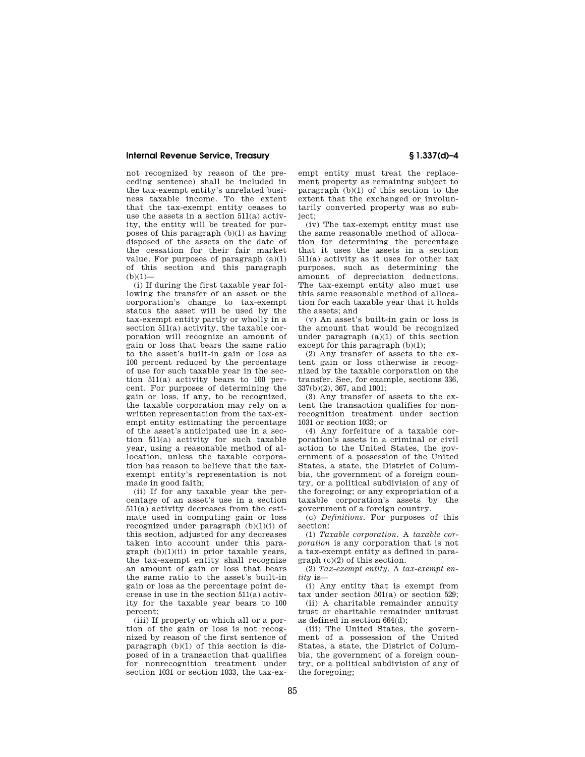not recognized by reason of the preceding sentence) shall be included in the tax-exempt entity's unrelated business taxable income. To the extent that the tax-exempt entity ceases to use the assets in a section 511(a) activity, the entity will be treated for purposes of this paragraph (b)(1) as having disposed of the assets on the date of the cessation for their fair market value. For purposes of paragraph (a)(1) of this section and this paragraph (b)(1)—

(i) If during the first taxable year following the transfer of an asset or the corporation's change to tax-exempt status the asset will be used by the tax-exempt entity partly or wholly in a section 511(a) activity, the taxable corporation will recognize an amount of gain or loss that bears the same ratio to the asset's built-in gain or loss as 100 percent reduced by the percentage of use for such taxable year in the section 511(a) activity bears to 100 percent. For purposes of determining the gain or loss, if any, to be recognized, the taxable corporation may rely on a written representation from the tax-exempt entity estimating the percentage of the asset's anticipated use in a section 511(a) activity for such taxable year, using a reasonable method of allocation, unless the taxable corporation has reason to believe that the tax-exempt entity's representation is not made in good faith;

(ii) If for any taxable year the percentage of an asset's use in a section 511(a) activity decreases from the estimate used in computing gain or loss recognized under paragraph (b)(1)(i) of this section, adjusted for any decreases taken into account under this paragraph (b)(1)(ii) in prior taxable years, the tax-exempt entity shall recognize an amount of gain or loss that bears the same ratio to the asset's built-in gain or loss as the percentage point decrease in use in the section 511(a) activity for the taxable year bears to 100 percent;

(iii) If property on which all or a portion of the gain or loss is not recognized by reason of the first sentence of paragraph (b)(1) of this section is disposed of in a transaction that qualifies for nonrecognition treatment under section 1031 or section 1033, the tax-exempt entity must treat the replacement property as remaining subject to paragraph (b)(1) of this section to the extent that the exchanged or involuntarily converted property was so subject;

(iv) The tax-exempt entity must use the same reasonable method of allocation for determining the percentage that it uses the assets in a section 511(a) activity as it uses for other tax purposes, such as determining the amount of depreciation deductions. The tax-exempt entity also must use this same reasonable method of allocation for each taxable year that it holds the assets; and

(v) An asset's built-in gain or loss is the amount that would be recognized under paragraph (a)(1) of this section except for this paragraph (b)(1);

(2) Any transfer of assets to the extent gain or loss otherwise is recognized by the taxable corporation on the transfer. See, for example, sections 336, 337(b)(2), 367, and 1001;

(3) Any transfer of assets to the extent the transaction qualifies for nonrecognition treatment under section 1031 or section 1033; or

(4) Any forfeiture of a taxable corporation's assets in a criminal or civil action to the United States, the government of a possession of the United States, a state, the District of Columbia, the government of a foreign country, or a political subdivision of any of the foregoing; or any expropriation of a taxable corporation's assets by the government of a foreign country.

(c) *Definitions.* For purposes of this section:

(1) *Taxable corporation.* A *taxable corporation* is any corporation that is not a tax-exempt entity as defined in paragraph (c)(2) of this section.

(2) *Tax-exempt entity.* A *tax-exempt entity* is—

(i) Any entity that is exempt from tax under section 501(a) or section 529;

(ii) A charitable remainder annuity trust or charitable remainder unitrust as defined in section 664(d);

(iii) The United States, the government of a possession of the United States, a state, the District of Columbia, the government of a foreign country, or a political subdivision of any of the foregoing;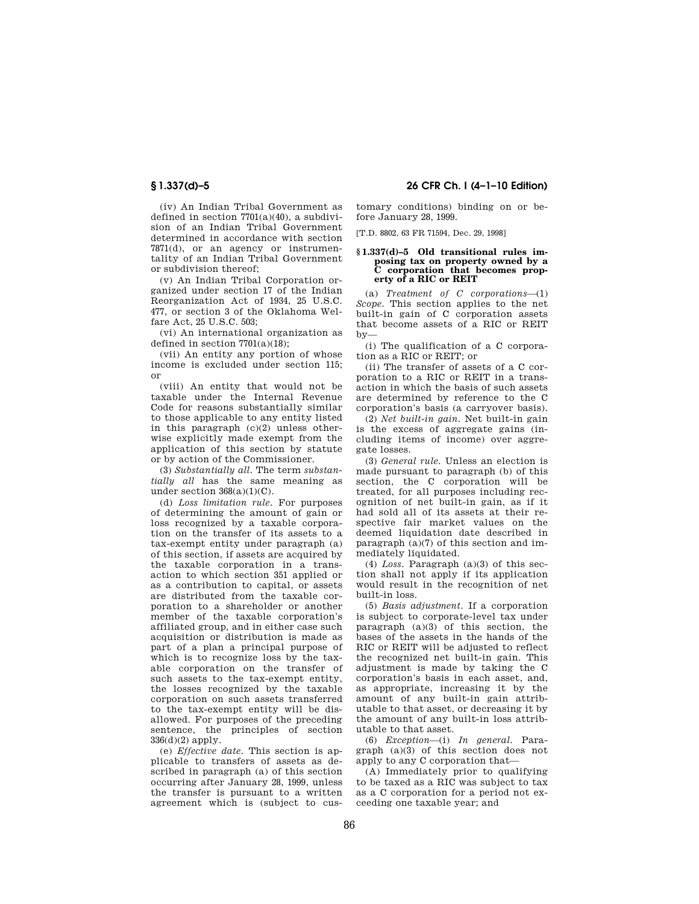(iv) An Indian Tribal Government as defined in section 7701(a)(40), a subdivision of an Indian Tribal Government determined in accordance with section 7871(d), or an agency or instrumentality of an Indian Tribal Government or subdivision thereof;

(v) An Indian Tribal Corporation organized under section 17 of the Indian Reorganization Act of 1934, 25 U.S.C. 477, or section 3 of the Oklahoma Welfare Act, 25 U.S.C. 503;

(vi) An international organization as defined in section 7701(a)(18);

(vii) An entity any portion of whose income is excluded under section 115; or

(viii) An entity that would not be taxable under the Internal Revenue Code for reasons substantially similar to those applicable to any entity listed in this paragraph (c)(2) unless otherwise explicitly made exempt from the application of this section by statute or by action of the Commissioner.

(3) *Substantially all.* The term *substantially all* has the same meaning as under section 368(a)(1)(C).

(d) *Loss limitation rule.* For purposes of determining the amount of gain or loss recognized by a taxable corporation on the transfer of its assets to a tax-exempt entity under paragraph (a) of this section, if assets are acquired by the taxable corporation in a transaction to which section 351 applied or as a contribution to capital, or assets are distributed from the taxable corporation to a shareholder or another member of the taxable corporation's affiliated group, and in either case such acquisition or distribution is made as part of a plan a principal purpose of which is to recognize loss by the taxable corporation on the transfer of such assets to the tax-exempt entity, the losses recognized by the taxable corporation on such assets transferred to the tax-exempt entity will be disallowed. For purposes of the preceding sentence, the principles of section 336(d)(2) apply.

(e) *Effective date.* This section is applicable to transfers of assets as described in paragraph (a) of this section occurring after January 28, 1999, unless the transfer is pursuant to a written agreement which is (subject to customary conditions) binding on or before January 28, 1999.

[T.D. 8802, 63 FR 71594, Dec. 29, 1998]

### § 1.337(d)–5 Old transitional rules imposing tax on property owned by a C corporation that becomes property of a RIC or REIT

(a) *Treatment of C corporations*—(1) *Scope.* This section applies to the net built-in gain of C corporation assets that become assets of a RIC or REIT by—

(i) The qualification of a C corporation as a RIC or REIT; or

(ii) The transfer of assets of a C corporation to a RIC or REIT in a transaction in which the basis of such assets are determined by reference to the C corporation's basis (a carryover basis).

(2) *Net built-in gain.* Net built-in gain is the excess of aggregate gains (including items of income) over aggregate losses.

(3) *General rule.* Unless an election is made pursuant to paragraph (b) of this section, the C corporation will be treated, for all purposes including recognition of net built-in gain, as if it had sold all of its assets at their respective fair market values on the deemed liquidation date described in paragraph (a)(7) of this section and immediately liquidated.

(4) *Loss.* Paragraph (a)(3) of this section shall not apply if its application would result in the recognition of net built-in loss.

(5) *Basis adjustment.* If a corporation is subject to corporate-level tax under paragraph (a)(3) of this section, the bases of the assets in the hands of the RIC or REIT will be adjusted to reflect the recognized net built-in gain. This adjustment is made by taking the C corporation's basis in each asset, and, as appropriate, increasing it by the amount of any built-in gain attributable to that asset, or decreasing it by the amount of any built-in loss attributable to that asset.

(6) *Exception*—(i) *In general.* Paragraph (a)(3) of this section does not apply to any C corporation that—

(A) Immediately prior to qualifying to be taxed as a RIC was subject to tax as a C corporation for a period not exceeding one taxable year; and